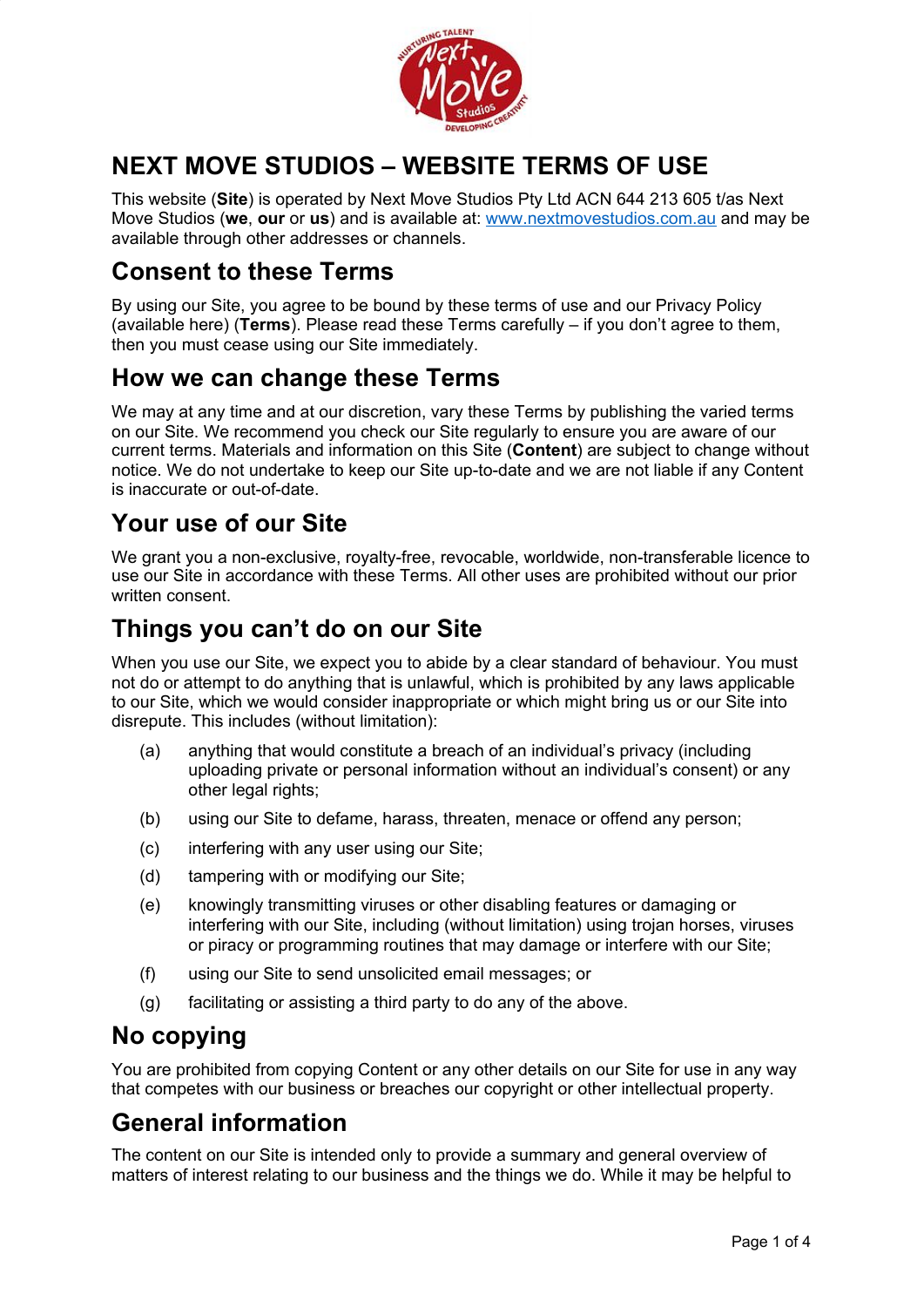# NEXT MOVE STUDIOS – WEBSITE TERMS OF USE

This website (**Site**) is operated by Next Move Studios Pty Ltd ACN 644 213 605 t/as Next Move Studios (**we**, **our** or **us**) and is available at: www.nextmovestudios.com.au and may be available through other addresses or channels.

## Consent to these Terms

By using our Site, you agree to be bound by these terms of use and our Privacy Policy (available here) (**Terms**). Please read these Terms carefully – if you don't agree to them, then you must cease using our Site immediately.

## How we can change these Terms

We may at any time and at our discretion, vary these Terms by publishing the varied terms on our Site. We recommend you check our Site regularly to ensure you are aware of our current terms. Materials and information on this Site (**Content**) are subject to change without notice. We do not undertake to keep our Site up-to-date and we are not liable if any Content is inaccurate or out-of-date.

## Your use of our Site

We grant you a non-exclusive, royalty-free, revocable, worldwide, non-transferable licence to use our Site in accordance with these Terms. All other uses are prohibited without our prior written consent.

## Things you can't do on our Site

When you use our Site, we expect you to abide by a clear standard of behaviour. You must not do or attempt to do anything that is unlawful, which is prohibited by any laws applicable to our Site, which we would consider inappropriate or which might bring us or our Site into disrepute. This includes (without limitation):

(a) anything that would constitute a breach of an individual's privacy (including uploading private or personal information without an individual's consent) or any other legal rights;

(b) using our Site to defame, harass, threaten, menace or offend any person;

(c) interfering with any user using our Site;

(d) tampering with or modifying our Site;

(e) knowingly transmitting viruses or other disabling features or damaging or interfering with our Site, including (without limitation) using trojan horses, viruses or piracy or programming routines that may damage or interfere with our Site;

(f) using our Site to send unsolicited email messages; or

(g) facilitating or assisting a third party to do any of the above.

## No copying

You are prohibited from copying Content or any other details on our Site for use in any way that competes with our business or breaches our copyright or other intellectual property.

## General information

The content on our Site is intended only to provide a summary and general overview of matters of interest relating to our business and the things we do. While it may be helpful to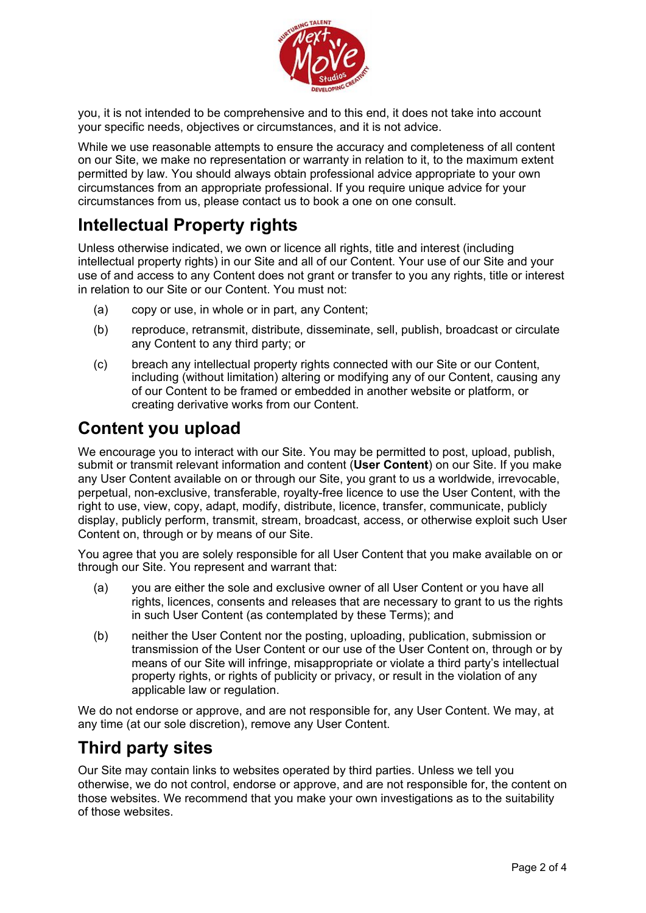you, it is not intended to be comprehensive and to this end, it does not take into account your specific needs, objectives or circumstances, and it is not advice.

While we use reasonable attempts to ensure the accuracy and completeness of all content on our Site, we make no representation or warranty in relation to it, to the maximum extent permitted by law. You should always obtain professional advice appropriate to your own circumstances from an appropriate professional. If you require unique advice for your circumstances from us, please contact us to book a one on one consult.

## Intellectual Property rights

Unless otherwise indicated, we own or licence all rights, title and interest (including intellectual property rights) in our Site and all of our Content. Your use of our Site and your use of and access to any Content does not grant or transfer to you any rights, title or interest in relation to our Site or our Content. You must not:

(a) copy or use, in whole or in part, any Content;

(b) reproduce, retransmit, distribute, disseminate, sell, publish, broadcast or circulate any Content to any third party; or

(c) breach any intellectual property rights connected with our Site or our Content, including (without limitation) altering or modifying any of our Content, causing any of our Content to be framed or embedded in another website or platform, or creating derivative works from our Content.

## Content you upload

We encourage you to interact with our Site. You may be permitted to post, upload, publish, submit or transmit relevant information and content (**User Content**) on our Site. If you make any User Content available on or through our Site, you grant to us a worldwide, irrevocable, perpetual, non-exclusive, transferable, royalty-free licence to use the User Content, with the right to use, view, copy, adapt, modify, distribute, licence, transfer, communicate, publicly display, publicly perform, transmit, stream, broadcast, access, or otherwise exploit such User Content on, through or by means of our Site.

You agree that you are solely responsible for all User Content that you make available on or through our Site. You represent and warrant that:

(a) you are either the sole and exclusive owner of all User Content or you have all rights, licences, consents and releases that are necessary to grant to us the rights in such User Content (as contemplated by these Terms); and

(b) neither the User Content nor the posting, uploading, publication, submission or transmission of the User Content or our use of the User Content on, through or by means of our Site will infringe, misappropriate or violate a third party's intellectual property rights, or rights of publicity or privacy, or result in the violation of any applicable law or regulation.

We do not endorse or approve, and are not responsible for, any User Content. We may, at any time (at our sole discretion), remove any User Content.

## Third party sites

Our Site may contain links to websites operated by third parties. Unless we tell you otherwise, we do not control, endorse or approve, and are not responsible for, the content on those websites. We recommend that you make your own investigations as to the suitability of those websites.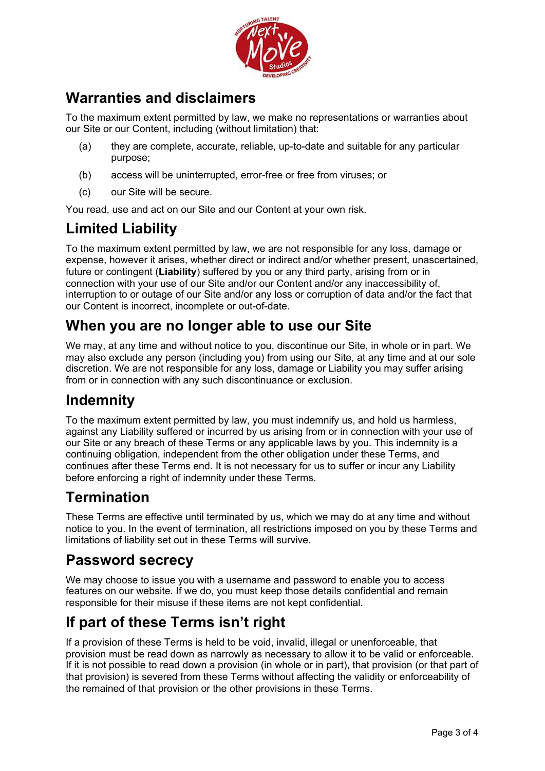## Warranties and disclaimers

To the maximum extent permitted by law, we make no representations or warranties about our Site or our Content, including (without limitation) that:

(a) they are complete, accurate, reliable, up-to-date and suitable for any particular purpose;

(b) access will be uninterrupted, error-free or free from viruses; or

(c) our Site will be secure.

You read, use and act on our Site and our Content at your own risk.

## Limited Liability

To the maximum extent permitted by law, we are not responsible for any loss, damage or expense, however it arises, whether direct or indirect and/or whether present, unascertained, future or contingent (**Liability**) suffered by you or any third party, arising from or in connection with your use of our Site and/or our Content and/or any inaccessibility of, interruption to or outage of our Site and/or any loss or corruption of data and/or the fact that our Content is incorrect, incomplete or out-of-date.

## When you are no longer able to use our Site

We may, at any time and without notice to you, discontinue our Site, in whole or in part. We may also exclude any person (including you) from using our Site, at any time and at our sole discretion. We are not responsible for any loss, damage or Liability you may suffer arising from or in connection with any such discontinuance or exclusion.

## Indemnity

To the maximum extent permitted by law, you must indemnify us, and hold us harmless, against any Liability suffered or incurred by us arising from or in connection with your use of our Site or any breach of these Terms or any applicable laws by you. This indemnity is a continuing obligation, independent from the other obligation under these Terms, and continues after these Terms end. It is not necessary for us to suffer or incur any Liability before enforcing a right of indemnity under these Terms.

## Termination

These Terms are effective until terminated by us, which we may do at any time and without notice to you. In the event of termination, all restrictions imposed on you by these Terms and limitations of liability set out in these Terms will survive.

## Password secrecy

We may choose to issue you with a username and password to enable you to access features on our website. If we do, you must keep those details confidential and remain responsible for their misuse if these items are not kept confidential.

## If part of these Terms isn't right

If a provision of these Terms is held to be void, invalid, illegal or unenforceable, that provision must be read down as narrowly as necessary to allow it to be valid or enforceable. If it is not possible to read down a provision (in whole or in part), that provision (or that part of that provision) is severed from these Terms without affecting the validity or enforceability of the remained of that provision or the other provisions in these Terms.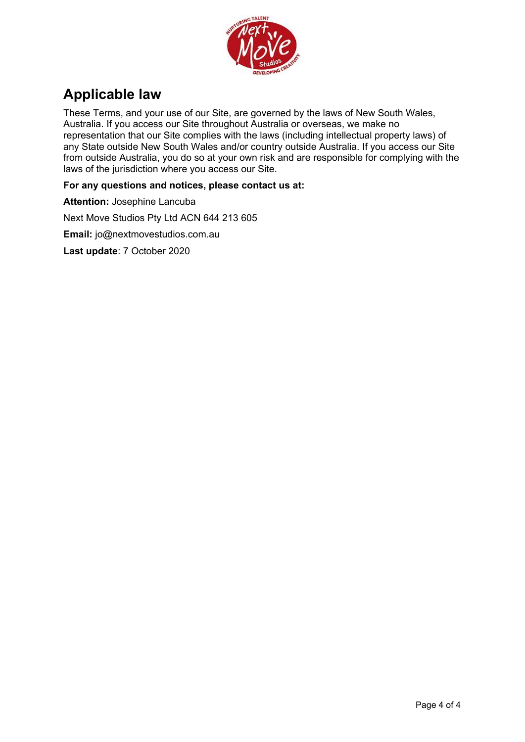## Applicable law

These Terms, and your use of our Site, are governed by the laws of New South Wales, Australia. If you access our Site throughout Australia or overseas, we make no representation that our Site complies with the laws (including intellectual property laws) of any State outside New South Wales and/or country outside Australia. If you access our Site from outside Australia, you do so at your own risk and are responsible for complying with the laws of the jurisdiction where you access our Site.

**For any questions and notices, please contact us at:**

**Attention:** Josephine Lancuba

Next Move Studios Pty Ltd ACN 644 213 605

**Email:** jo@nextmovestudios.com.au

**Last update**: 7 October 2020